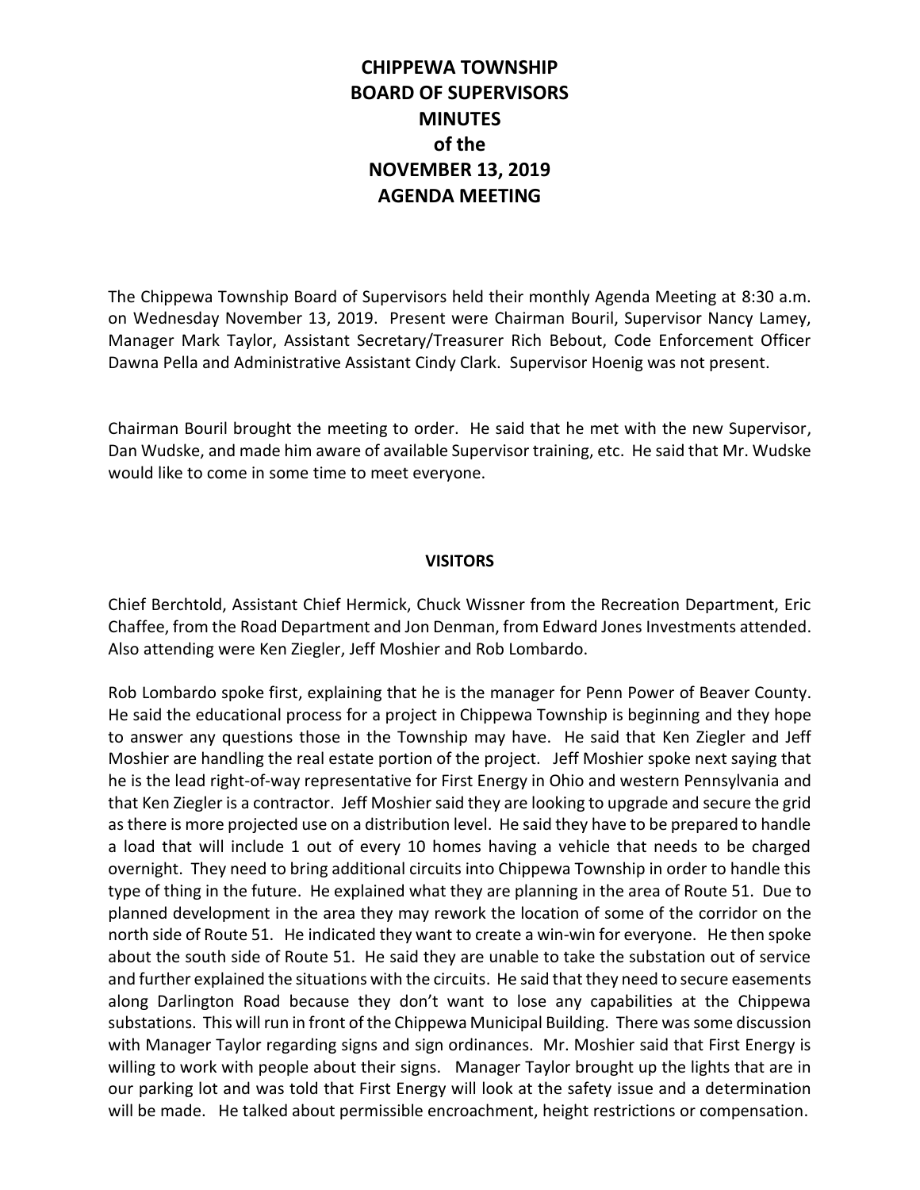# CHIPPEWA TOWNSHIP BOARD OF SUPERVISORS MINUTES of the NOVEMBER 13, 2019 AGENDA MEETING

The Chippewa Township Board of Supervisors held their monthly Agenda Meeting at 8:30 a.m. on Wednesday November 13, 2019. Present were Chairman Bouril, Supervisor Nancy Lamey, Manager Mark Taylor, Assistant Secretary/Treasurer Rich Bebout, Code Enforcement Officer Dawna Pella and Administrative Assistant Cindy Clark. Supervisor Hoenig was not present.

Chairman Bouril brought the meeting to order. He said that he met with the new Supervisor, Dan Wudske, and made him aware of available Supervisor training, etc. He said that Mr. Wudske would like to come in some time to meet everyone.

## VISITORS

Chief Berchtold, Assistant Chief Hermick, Chuck Wissner from the Recreation Department, Eric Chaffee, from the Road Department and Jon Denman, from Edward Jones Investments attended. Also attending were Ken Ziegler, Jeff Moshier and Rob Lombardo.

Rob Lombardo spoke first, explaining that he is the manager for Penn Power of Beaver County. He said the educational process for a project in Chippewa Township is beginning and they hope to answer any questions those in the Township may have. He said that Ken Ziegler and Jeff Moshier are handling the real estate portion of the project. Jeff Moshier spoke next saying that he is the lead right-of-way representative for First Energy in Ohio and western Pennsylvania and that Ken Ziegler is a contractor. Jeff Moshier said they are looking to upgrade and secure the grid as there is more projected use on a distribution level. He said they have to be prepared to handle a load that will include 1 out of every 10 homes having a vehicle that needs to be charged overnight. They need to bring additional circuits into Chippewa Township in order to handle this type of thing in the future. He explained what they are planning in the area of Route 51. Due to planned development in the area they may rework the location of some of the corridor on the north side of Route 51. He indicated they want to create a win-win for everyone. He then spoke about the south side of Route 51. He said they are unable to take the substation out of service and further explained the situations with the circuits. He said that they need to secure easements along Darlington Road because they don't want to lose any capabilities at the Chippewa substations. This will run in front of the Chippewa Municipal Building. There was some discussion with Manager Taylor regarding signs and sign ordinances. Mr. Moshier said that First Energy is willing to work with people about their signs. Manager Taylor brought up the lights that are in our parking lot and was told that First Energy will look at the safety issue and a determination will be made. He talked about permissible encroachment, height restrictions or compensation.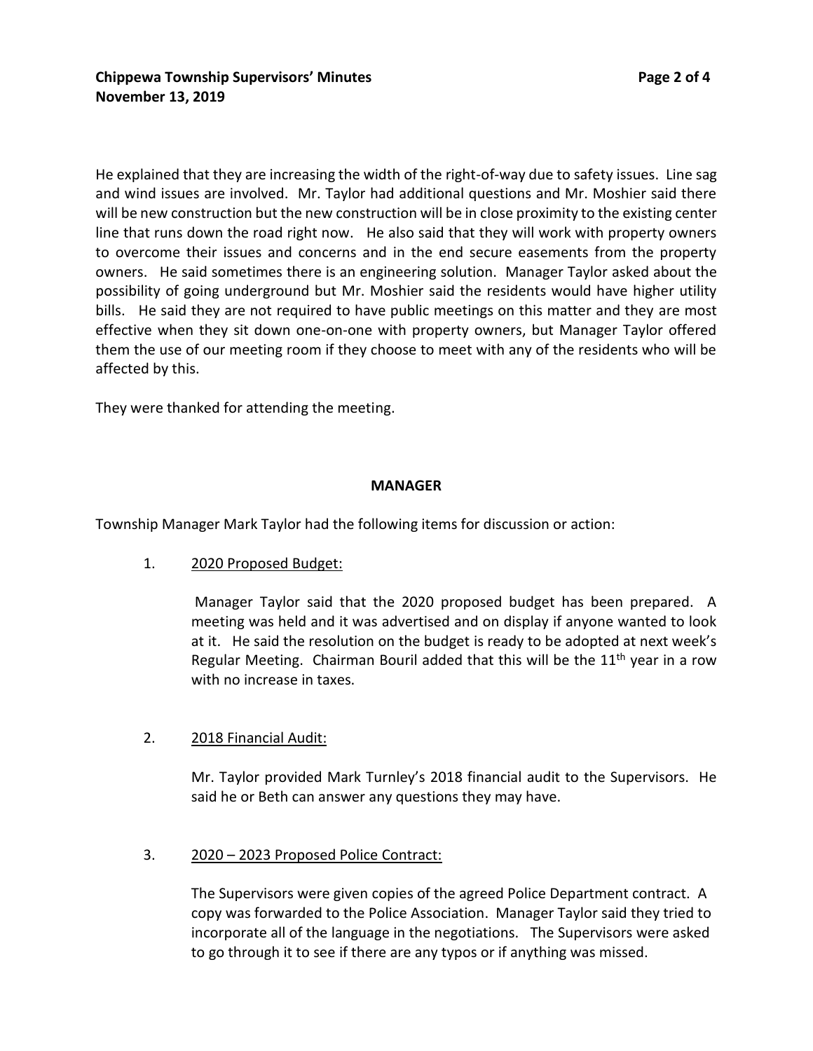He explained that they are increasing the width of the right-of-way due to safety issues. Line sag and wind issues are involved. Mr. Taylor had additional questions and Mr. Moshier said there will be new construction but the new construction will be in close proximity to the existing center line that runs down the road right now. He also said that they will work with property owners to overcome their issues and concerns and in the end secure easements from the property owners. He said sometimes there is an engineering solution. Manager Taylor asked about the possibility of going underground but Mr. Moshier said the residents would have higher utility bills. He said they are not required to have public meetings on this matter and they are most effective when they sit down one-on-one with property owners, but Manager Taylor offered them the use of our meeting room if they choose to meet with any of the residents who will be affected by this.

They were thanked for attending the meeting.

## MANAGER

Township Manager Mark Taylor had the following items for discussion or action:

1. 2020 Proposed Budget:

   Manager Taylor said that the 2020 proposed budget has been prepared. A meeting was held and it was advertised and on display if anyone wanted to look at it. He said the resolution on the budget is ready to be adopted at next week's Regular Meeting. Chairman Bouril added that this will be the 11th year in a row with no increase in taxes.

2. 2018 Financial Audit:

   Mr. Taylor provided Mark Turnley's 2018 financial audit to the Supervisors. He said he or Beth can answer any questions they may have.

3. 2020 – 2023 Proposed Police Contract:

   The Supervisors were given copies of the agreed Police Department contract. A copy was forwarded to the Police Association. Manager Taylor said they tried to incorporate all of the language in the negotiations. The Supervisors were asked to go through it to see if there are any typos or if anything was missed.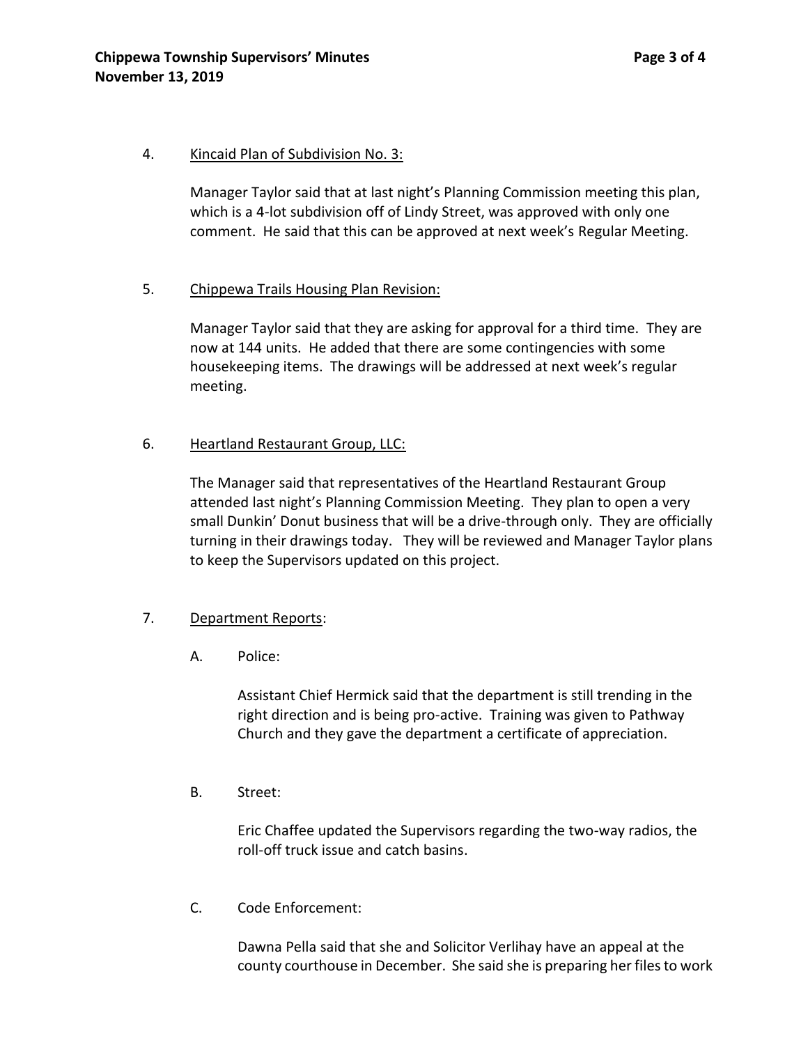4. Kincaid Plan of Subdivision No. 3:

   Manager Taylor said that at last night's Planning Commission meeting this plan, which is a 4-lot subdivision off of Lindy Street, was approved with only one comment. He said that this can be approved at next week's Regular Meeting.

5. Chippewa Trails Housing Plan Revision:

   Manager Taylor said that they are asking for approval for a third time. They are now at 144 units. He added that there are some contingencies with some housekeeping items. The drawings will be addressed at next week's regular meeting.

6. Heartland Restaurant Group, LLC:

   The Manager said that representatives of the Heartland Restaurant Group attended last night's Planning Commission Meeting. They plan to open a very small Dunkin' Donut business that will be a drive-through only. They are officially turning in their drawings today. They will be reviewed and Manager Taylor plans to keep the Supervisors updated on this project.

7. Department Reports:

   A. Police:

      Assistant Chief Hermick said that the department is still trending in the right direction and is being pro-active. Training was given to Pathway Church and they gave the department a certificate of appreciation.

   B. Street:

      Eric Chaffee updated the Supervisors regarding the two-way radios, the roll-off truck issue and catch basins.

   C. Code Enforcement:

      Dawna Pella said that she and Solicitor Verlihay have an appeal at the county courthouse in December. She said she is preparing her files to work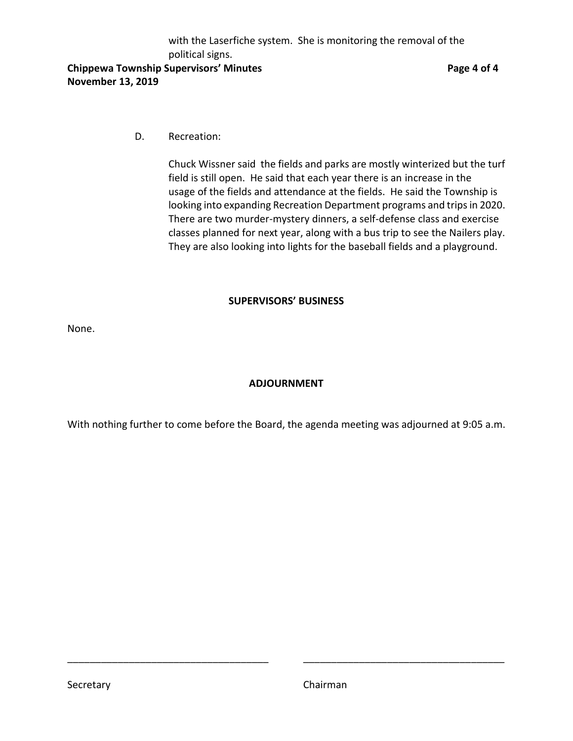with the Laserfiche system. She is monitoring the removal of the political signs.

D. Recreation:

Chuck Wissner said the fields and parks are mostly winterized but the turf field is still open. He said that each year there is an increase in the usage of the fields and attendance at the fields. He said the Township is looking into expanding Recreation Department programs and trips in 2020. There are two murder-mystery dinners, a self-defense class and exercise classes planned for next year, along with a bus trip to see the Nailers play. They are also looking into lights for the baseball fields and a playground.

## SUPERVISORS' BUSINESS

None.

## ADJOURNMENT

With nothing further to come before the Board, the agenda meeting was adjourned at 9:05 a.m.

\_\_\_\_\_\_\_\_\_\_\_\_\_\_\_\_\_\_\_\_\_\_\_\_\_\_\_\_\_\_\_\_\_\_\_\_\_\_\_\_\_
Secretary

\_\_\_\_\_\_\_\_\_\_\_\_\_\_\_\_\_\_\_\_\_\_\_\_\_\_\_\_\_\_\_\_\_\_\_\_\_\_\_\_\_
Chairman